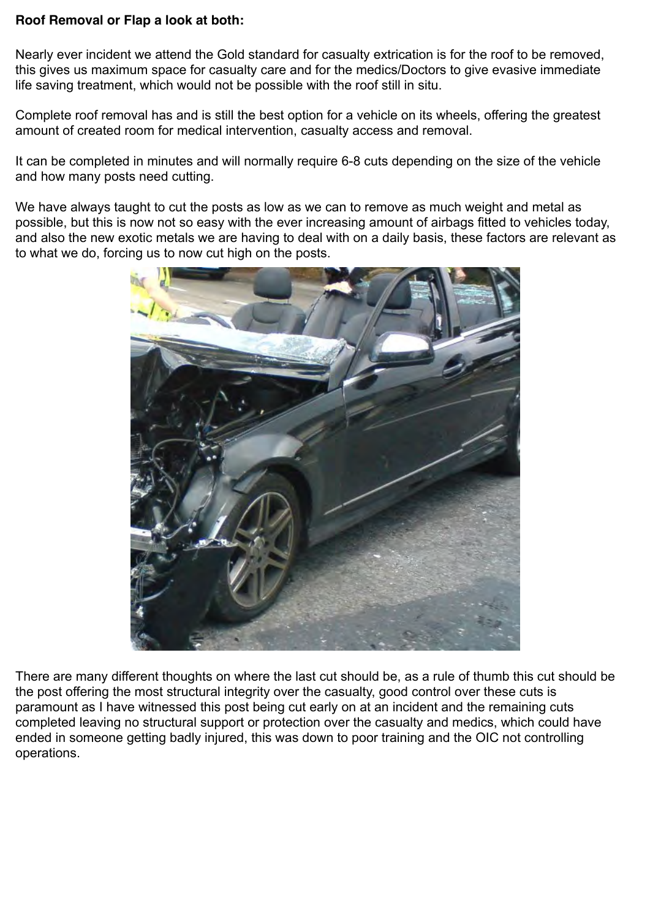**Roof Removal or Flap a look at both:**

Nearly ever incident we attend the Gold standard for casualty extrication is for the roof to be removed, this gives us maximum space for casualty care and for the medics/Doctors to give evasive immediate life saving treatment, which would not be possible with the roof still in situ.

Complete roof removal has and is still the best option for a vehicle on its wheels, offering the greatest amount of created room for medical intervention, casualty access and removal.

It can be completed in minutes and will normally require 6-8 cuts depending on the size of the vehicle and how many posts need cutting.

We have always taught to cut the posts as low as we can to remove as much weight and metal as possible, but this is now not so easy with the ever increasing amount of airbags fitted to vehicles today, and also the new exotic metals we are having to deal with on a daily basis, these factors are relevant as to what we do, forcing us to now cut high on the posts.

There are many different thoughts on where the last cut should be, as a rule of thumb this cut should be the post offering the most structural integrity over the casualty, good control over these cuts is paramount as I have witnessed this post being cut early on at an incident and the remaining cuts completed leaving no structural support or protection over the casualty and medics, which could have ended in someone getting badly injured, this was down to poor training and the OIC not controlling operations.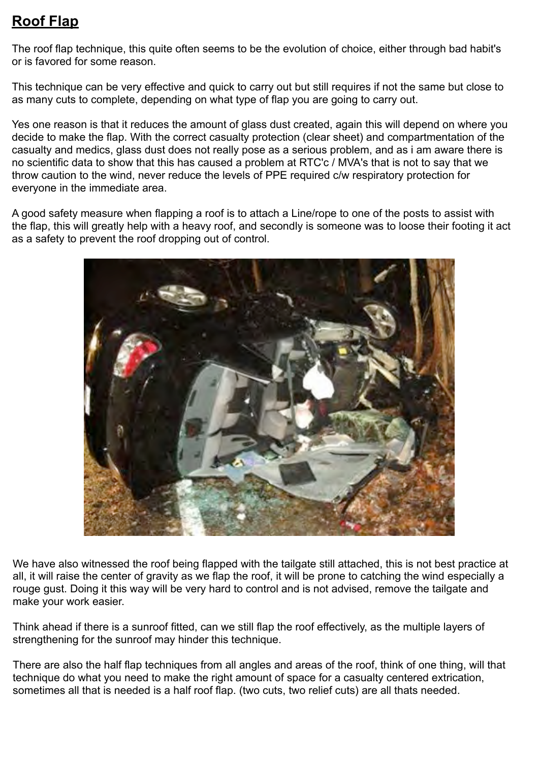## **Roof Flap**

The roof flap technique, this quite often seems to be the evolution of choice, either through bad habit's or is favored for some reason.

This technique can be very effective and quick to carry out but still requires if not the same but close to as many cuts to complete, depending on what type of flap you are going to carry out.

Yes one reason is that it reduces the amount of glass dust created, again this will depend on where you decide to make the flap. With the correct casualty protection (clear sheet) and compartmentation of the casualty and medics, glass dust does not really pose as a serious problem, and as i am aware there is no scientific data to show that this has caused a problem at RTC'c / MVA's that is not to say that we throw caution to the wind, never reduce the levels of PPE required c/w respiratory protection for everyone in the immediate area.

A good safety measure when flapping a roof is to attach a Line/rope to one of the posts to assist with the flap, this will greatly help with a heavy roof, and secondly is someone was to loose their footing it act as a safety to prevent the roof dropping out of control.

We have also witnessed the roof being flapped with the tailgate still attached, this is not best practice at all, it will raise the center of gravity as we flap the roof, it will be prone to catching the wind especially a rouge gust. Doing it this way will be very hard to control and is not advised, remove the tailgate and make your work easier.

Think ahead if there is a sunroof fitted, can we still flap the roof effectively, as the multiple layers of strengthening for the sunroof may hinder this technique.

There are also the half flap techniques from all angles and areas of the roof, think of one thing, will that technique do what you need to make the right amount of space for a casualty centered extrication, sometimes all that is needed is a half roof flap. (two cuts, two relief cuts) are all thats needed.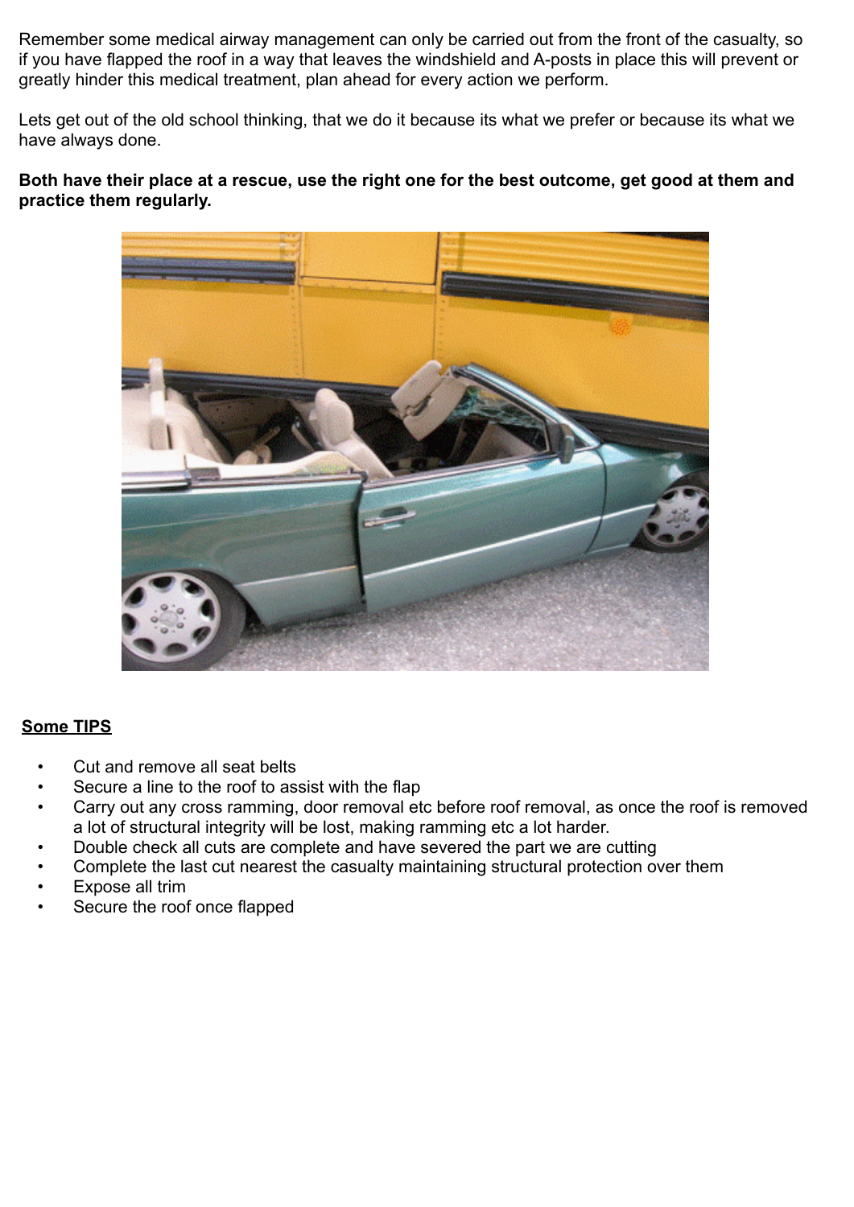Remember some medical airway management can only be carried out from the front of the casualty, so if you have flapped the roof in a way that leaves the windshield and A-posts in place this will prevent or greatly hinder this medical treatment, plan ahead for every action we perform.

Lets get out of the old school thinking, that we do it because its what we prefer or because its what we have always done.

**Both have their place at a rescue, use the right one for the best outcome, get good at them and practice them regularly.**

## Some TIPS

- Cut and remove all seat belts
- Secure a line to the roof to assist with the flap
- Carry out any cross ramming, door removal etc before roof removal, as once the roof is removed a lot of structural integrity will be lost, making ramming etc a lot harder.
- Double check all cuts are complete and have severed the part we are cutting
- Complete the last cut nearest the casualty maintaining structural protection over them
- Expose all trim
- Secure the roof once flapped